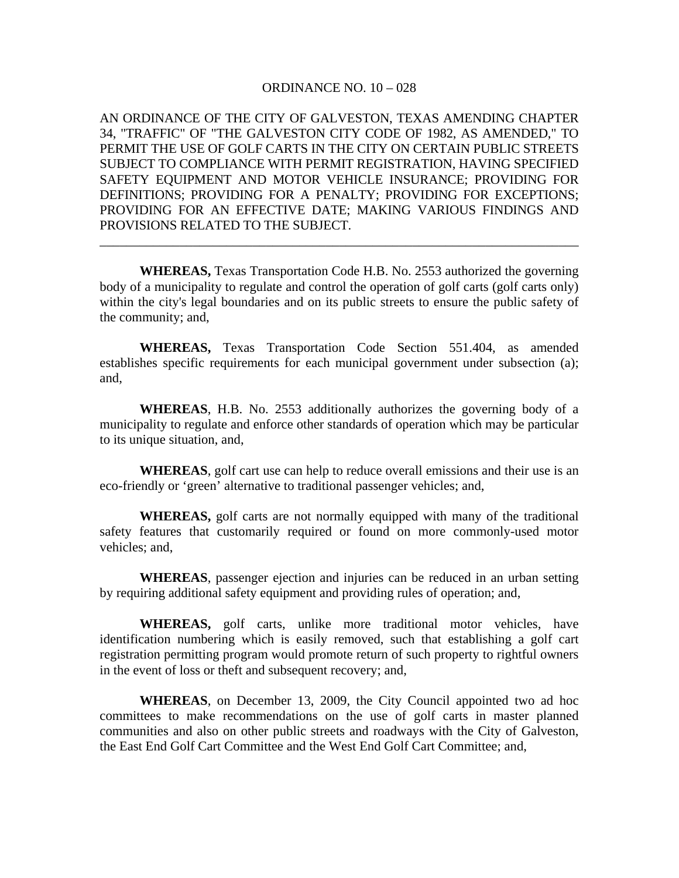ORDINANCE NO. 10 – 028

AN ORDINANCE OF THE CITY OF GALVESTON, TEXAS AMENDING CHAPTER 34, "TRAFFIC" OF "THE GALVESTON CITY CODE OF 1982, AS AMENDED," TO PERMIT THE USE OF GOLF CARTS IN THE CITY ON CERTAIN PUBLIC STREETS SUBJECT TO COMPLIANCE WITH PERMIT REGISTRATION, HAVING SPECIFIED SAFETY EQUIPMENT AND MOTOR VEHICLE INSURANCE; PROVIDING FOR DEFINITIONS; PROVIDING FOR A PENALTY; PROVIDING FOR EXCEPTIONS; PROVIDING FOR AN EFFECTIVE DATE; MAKING VARIOUS FINDINGS AND PROVISIONS RELATED TO THE SUBJECT.

---

**WHEREAS,** Texas Transportation Code H.B. No. 2553 authorized the governing body of a municipality to regulate and control the operation of golf carts (golf carts only) within the city's legal boundaries and on its public streets to ensure the public safety of the community; and,

**WHEREAS,** Texas Transportation Code Section 551.404, as amended establishes specific requirements for each municipal government under subsection (a); and,

**WHEREAS**, H.B. No. 2553 additionally authorizes the governing body of a municipality to regulate and enforce other standards of operation which may be particular to its unique situation, and,

**WHEREAS**, golf cart use can help to reduce overall emissions and their use is an eco-friendly or 'green' alternative to traditional passenger vehicles; and,

**WHEREAS,** golf carts are not normally equipped with many of the traditional safety features that customarily required or found on more commonly-used motor vehicles; and,

**WHEREAS**, passenger ejection and injuries can be reduced in an urban setting by requiring additional safety equipment and providing rules of operation; and,

**WHEREAS,** golf carts, unlike more traditional motor vehicles, have identification numbering which is easily removed, such that establishing a golf cart registration permitting program would promote return of such property to rightful owners in the event of loss or theft and subsequent recovery; and,

**WHEREAS**, on December 13, 2009, the City Council appointed two ad hoc committees to make recommendations on the use of golf carts in master planned communities and also on other public streets and roadways with the City of Galveston, the East End Golf Cart Committee and the West End Golf Cart Committee; and,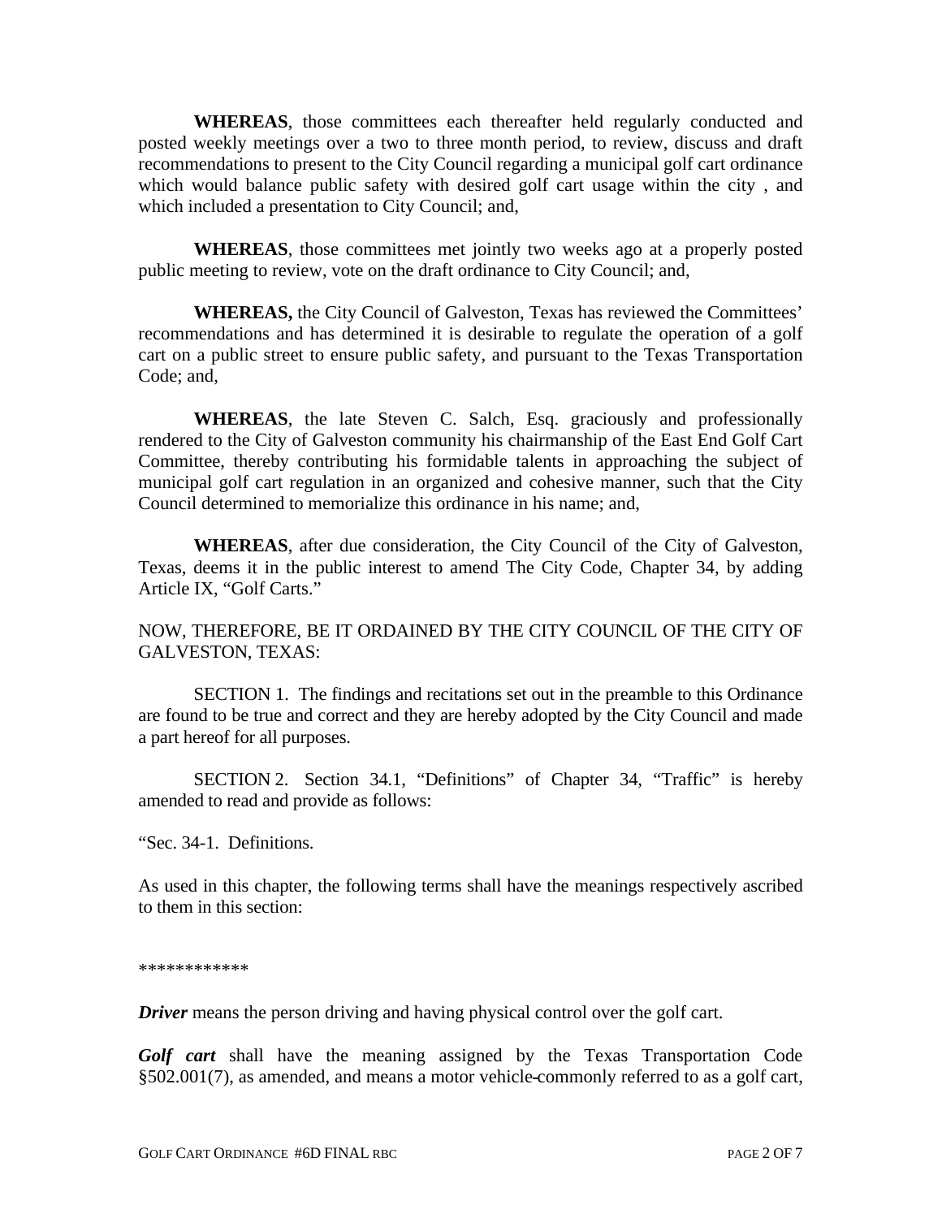**WHEREAS**, those committees each thereafter held regularly conducted and posted weekly meetings over a two to three month period, to review, discuss and draft recommendations to present to the City Council regarding a municipal golf cart ordinance which would balance public safety with desired golf cart usage within the city , and which included a presentation to City Council; and,

**WHEREAS**, those committees met jointly two weeks ago at a properly posted public meeting to review, vote on the draft ordinance to City Council; and,

**WHEREAS,** the City Council of Galveston, Texas has reviewed the Committees' recommendations and has determined it is desirable to regulate the operation of a golf cart on a public street to ensure public safety, and pursuant to the Texas Transportation Code; and,

**WHEREAS**, the late Steven C. Salch, Esq. graciously and professionally rendered to the City of Galveston community his chairmanship of the East End Golf Cart Committee, thereby contributing his formidable talents in approaching the subject of municipal golf cart regulation in an organized and cohesive manner, such that the City Council determined to memorialize this ordinance in his name; and,

**WHEREAS**, after due consideration, the City Council of the City of Galveston, Texas, deems it in the public interest to amend The City Code, Chapter 34, by adding Article IX, "Golf Carts."

NOW, THEREFORE, BE IT ORDAINED BY THE CITY COUNCIL OF THE CITY OF GALVESTON, TEXAS:

SECTION 1. The findings and recitations set out in the preamble to this Ordinance are found to be true and correct and they are hereby adopted by the City Council and made a part hereof for all purposes.

SECTION 2. Section 34.1, "Definitions" of Chapter 34, "Traffic" is hereby amended to read and provide as follows:

"Sec. 34-1. Definitions.

As used in this chapter, the following terms shall have the meanings respectively ascribed to them in this section:

************

***Driver*** means the person driving and having physical control over the golf cart.

***Golf cart*** shall have the meaning assigned by the Texas Transportation Code §502.001(7), as amended, and means a motor vehicle commonly referred to as a golf cart,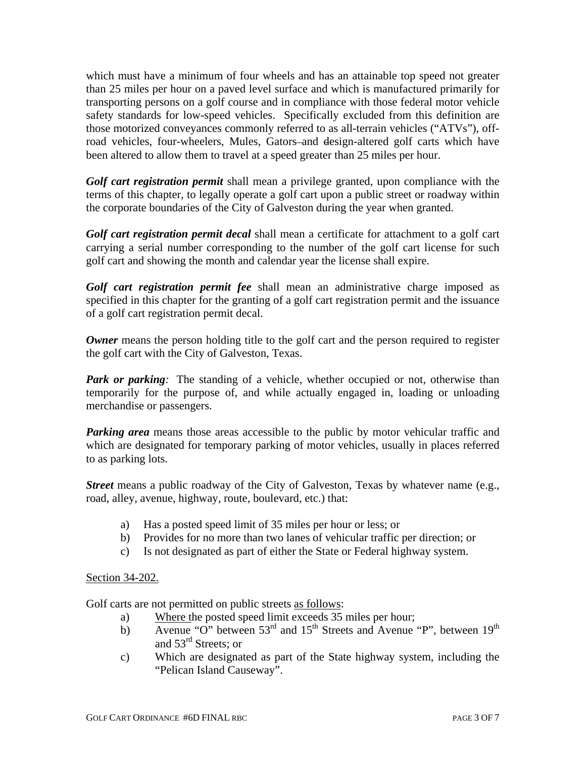which must have a minimum of four wheels and has an attainable top speed not greater than 25 miles per hour on a paved level surface and which is manufactured primarily for transporting persons on a golf course and in compliance with those federal motor vehicle safety standards for low-speed vehicles. Specifically excluded from this definition are those motorized conveyances commonly referred to as all-terrain vehicles ("ATVs"), off-road vehicles, four-wheelers, Mules, Gators and design-altered golf carts which have been altered to allow them to travel at a speed greater than 25 miles per hour.

***Golf cart registration permit*** shall mean a privilege granted, upon compliance with the terms of this chapter, to legally operate a golf cart upon a public street or roadway within the corporate boundaries of the City of Galveston during the year when granted.

***Golf cart registration permit decal*** shall mean a certificate for attachment to a golf cart carrying a serial number corresponding to the number of the golf cart license for such golf cart and showing the month and calendar year the license shall expire.

***Golf cart registration permit fee*** shall mean an administrative charge imposed as specified in this chapter for the granting of a golf cart registration permit and the issuance of a golf cart registration permit decal.

***Owner*** means the person holding title to the golf cart and the person required to register the golf cart with the City of Galveston, Texas.

***Park or parking****:* The standing of a vehicle, whether occupied or not, otherwise than temporarily for the purpose of, and while actually engaged in, loading or unloading merchandise or passengers.

***Parking area*** means those areas accessible to the public by motor vehicular traffic and which are designated for temporary parking of motor vehicles, usually in places referred to as parking lots.

***Street*** means a public roadway of the City of Galveston, Texas by whatever name (e.g., road, alley, avenue, highway, route, boulevard, etc.) that:

a) Has a posted speed limit of 35 miles per hour or less; or
b) Provides for no more than two lanes of vehicular traffic per direction; or
c) Is not designated as part of either the State or Federal highway system.

<u>Section 34-202.</u>

Golf carts are not permitted on public streets <u>as follows</u>:

a) <u>Where t</u>he posted speed limit exceeds 35 miles per hour;
b) Avenue "O" between 53rd and 15th Streets and Avenue "P", between 19th and 53rd Streets; or
c) Which are designated as part of the State highway system, including the "Pelican Island Causeway".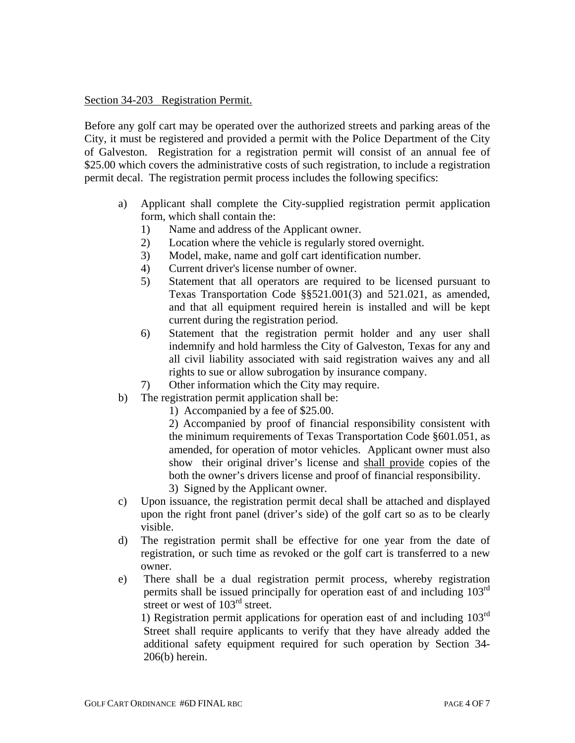Section 34-203 Registration Permit.

Before any golf cart may be operated over the authorized streets and parking areas of the City, it must be registered and provided a permit with the Police Department of the City of Galveston. Registration for a registration permit will consist of an annual fee of $25.00 which covers the administrative costs of such registration, to include a registration permit decal. The registration permit process includes the following specifics:

a) Applicant shall complete the City-supplied registration permit application form, which shall contain the:
   1) Name and address of the Applicant owner.
   2) Location where the vehicle is regularly stored overnight.
   3) Model, make, name and golf cart identification number.
   4) Current driver's license number of owner.
   5) Statement that all operators are required to be licensed pursuant to Texas Transportation Code §§521.001(3) and 521.021, as amended, and that all equipment required herein is installed and will be kept current during the registration period.
   6) Statement that the registration permit holder and any user shall indemnify and hold harmless the City of Galveston, Texas for any and all civil liability associated with said registration waives any and all rights to sue or allow subrogation by insurance company.
   7) Other information which the City may require.

b) The registration permit application shall be:
   1) Accompanied by a fee of $25.00.
   2) Accompanied by proof of financial responsibility consistent with the minimum requirements of Texas Transportation Code §601.051, as amended, for operation of motor vehicles. Applicant owner must also show their original driver's license and shall provide copies of the both the owner's drivers license and proof of financial responsibility.
   3) Signed by the Applicant owner.

c) Upon issuance, the registration permit decal shall be attached and displayed upon the right front panel (driver's side) of the golf cart so as to be clearly visible.

d) The registration permit shall be effective for one year from the date of registration, or such time as revoked or the golf cart is transferred to a new owner.

e) There shall be a dual registration permit process, whereby registration permits shall be issued principally for operation east of and including 103rd street or west of 103rd street.
   1) Registration permit applications for operation east of and including 103rd Street shall require applicants to verify that they have already added the additional safety equipment required for such operation by Section 34-206(b) herein.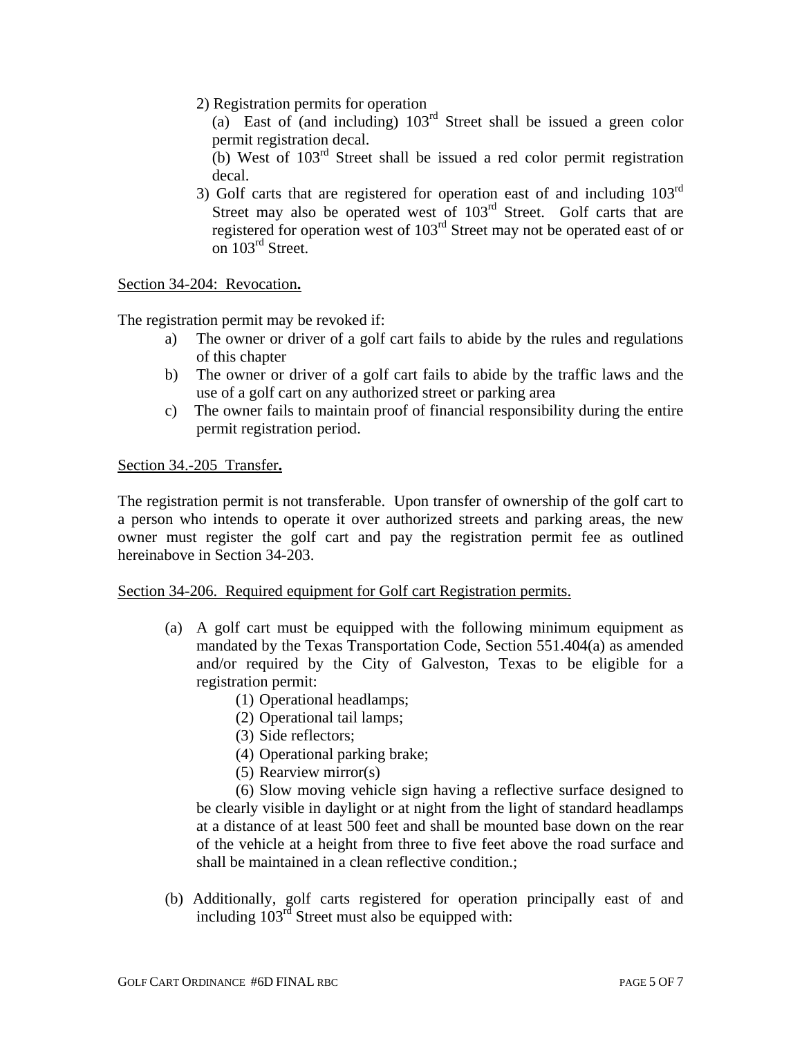2) Registration permits for operation

(a) East of (and including) 103rd Street shall be issued a green color permit registration decal.

(b) West of 103rd Street shall be issued a red color permit registration decal.

3) Golf carts that are registered for operation east of and including 103rd Street may also be operated west of 103rd Street. Golf carts that are registered for operation west of 103rd Street may not be operated east of or on 103rd Street.

Section 34-204: Revocation**.**

The registration permit may be revoked if:

a) The owner or driver of a golf cart fails to abide by the rules and regulations of this chapter

b) The owner or driver of a golf cart fails to abide by the traffic laws and the use of a golf cart on any authorized street or parking area

c) The owner fails to maintain proof of financial responsibility during the entire permit registration period.

Section 34.-205 Transfer**.**

The registration permit is not transferable. Upon transfer of ownership of the golf cart to a person who intends to operate it over authorized streets and parking areas, the new owner must register the golf cart and pay the registration permit fee as outlined hereinabove in Section 34-203.

Section 34-206. Required equipment for Golf cart Registration permits.

(a) A golf cart must be equipped with the following minimum equipment as mandated by the Texas Transportation Code, Section 551.404(a) as amended and/or required by the City of Galveston, Texas to be eligible for a registration permit:

(1) Operational headlamps;

(2) Operational tail lamps;

(3) Side reflectors;

(4) Operational parking brake;

(5) Rearview mirror(s)

(6) Slow moving vehicle sign having a reflective surface designed to be clearly visible in daylight or at night from the light of standard headlamps at a distance of at least 500 feet and shall be mounted base down on the rear of the vehicle at a height from three to five feet above the road surface and shall be maintained in a clean reflective condition.;

(b) Additionally, golf carts registered for operation principally east of and including 103rd Street must also be equipped with: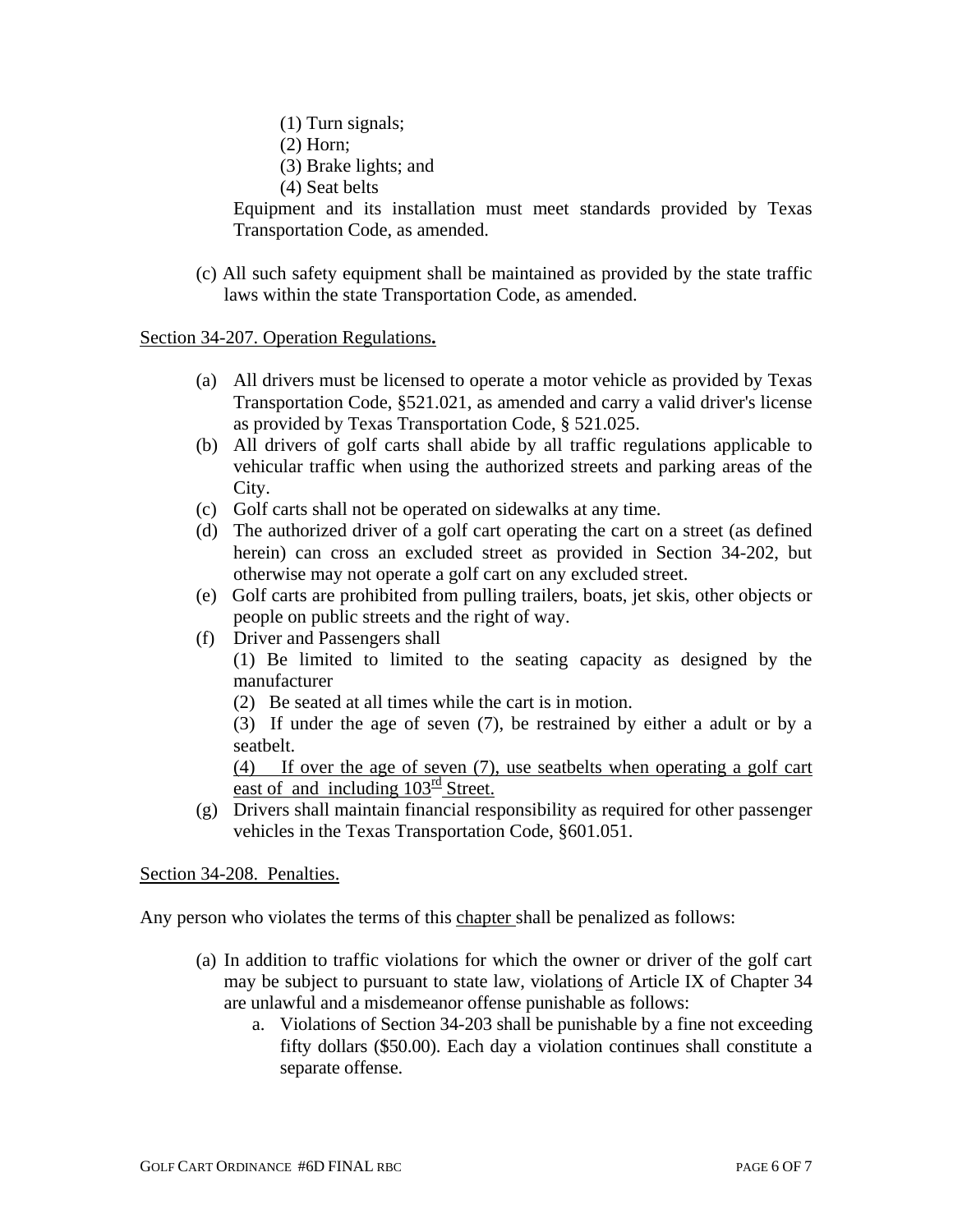(1) Turn signals;
(2) Horn;
(3) Brake lights; and
(4) Seat belts

Equipment and its installation must meet standards provided by Texas Transportation Code, as amended.

(c) All such safety equipment shall be maintained as provided by the state traffic laws within the state Transportation Code, as amended.

Section 34-207. Operation Regulations**.**

(a) All drivers must be licensed to operate a motor vehicle as provided by Texas Transportation Code, §521.021, as amended and carry a valid driver's license as provided by Texas Transportation Code, § 521.025.
(b) All drivers of golf carts shall abide by all traffic regulations applicable to vehicular traffic when using the authorized streets and parking areas of the City.
(c) Golf carts shall not be operated on sidewalks at any time.
(d) The authorized driver of a golf cart operating the cart on a street (as defined herein) can cross an excluded street as provided in Section 34-202, but otherwise may not operate a golf cart on any excluded street.
(e) Golf carts are prohibited from pulling trailers, boats, jet skis, other objects or people on public streets and the right of way.
(f) Driver and Passengers shall

(1) Be limited to limited to the seating capacity as designed by the manufacturer

(2) Be seated at all times while the cart is in motion.

(3) If under the age of seven (7), be restrained by either a adult or by a seatbelt.

(4) If over the age of seven (7), use seatbelts when operating a golf cart east of and including 103rd Street.
(g) Drivers shall maintain financial responsibility as required for other passenger vehicles in the Texas Transportation Code, §601.051.

Section 34-208. Penalties.

Any person who violates the terms of this chapter shall be penalized as follows:

(a) In addition to traffic violations for which the owner or driver of the golf cart may be subject to pursuant to state law, violations of Article IX of Chapter 34 are unlawful and a misdemeanor offense punishable as follows:
    a. Violations of Section 34-203 shall be punishable by a fine not exceeding fifty dollars ($50.00). Each day a violation continues shall constitute a separate offense.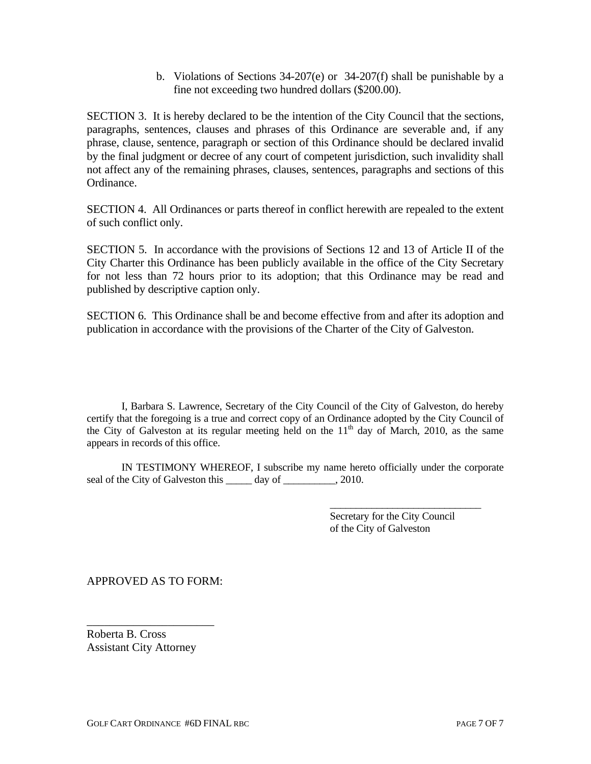b. Violations of Sections 34-207(e) or 34-207(f) shall be punishable by a fine not exceeding two hundred dollars ($200.00).

SECTION 3. It is hereby declared to be the intention of the City Council that the sections, paragraphs, sentences, clauses and phrases of this Ordinance are severable and, if any phrase, clause, sentence, paragraph or section of this Ordinance should be declared invalid by the final judgment or decree of any court of competent jurisdiction, such invalidity shall not affect any of the remaining phrases, clauses, sentences, paragraphs and sections of this Ordinance.

SECTION 4. All Ordinances or parts thereof in conflict herewith are repealed to the extent of such conflict only.

SECTION 5. In accordance with the provisions of Sections 12 and 13 of Article II of the City Charter this Ordinance has been publicly available in the office of the City Secretary for not less than 72 hours prior to its adoption; that this Ordinance may be read and published by descriptive caption only.

SECTION 6. This Ordinance shall be and become effective from and after its adoption and publication in accordance with the provisions of the Charter of the City of Galveston.

I, Barbara S. Lawrence, Secretary of the City Council of the City of Galveston, do hereby certify that the foregoing is a true and correct copy of an Ordinance adopted by the City Council of the City of Galveston at its regular meeting held on the 11th day of March, 2010, as the same appears in records of this office.

IN TESTIMONY WHEREOF, I subscribe my name hereto officially under the corporate seal of the City of Galveston this _____ day of __________, 2010.

______________________________
Secretary for the City Council
of the City of Galveston

APPROVED AS TO FORM:

______________________
Roberta B. Cross
Assistant City Attorney